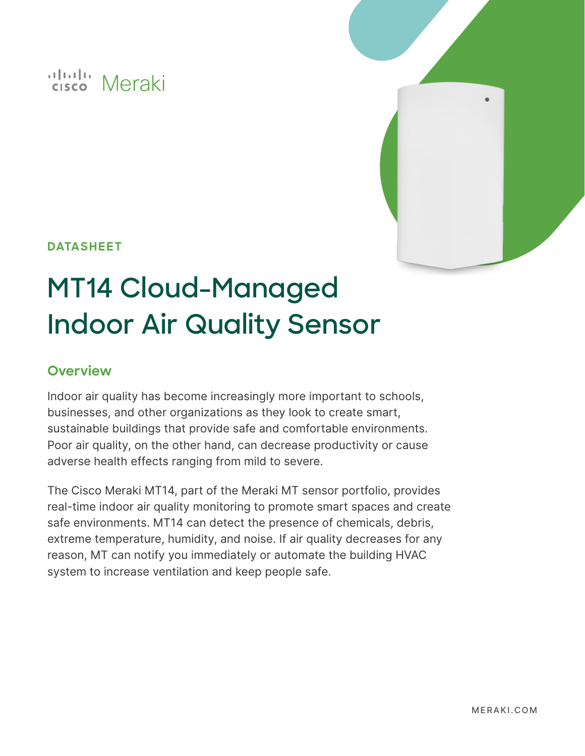Cisco Meraki

DATASHEET

# MT14 Cloud-Managed Indoor Air Quality Sensor

## Overview

Indoor air quality has become increasingly more important to schools, businesses, and other organizations as they look to create smart, sustainable buildings that provide safe and comfortable environments. Poor air quality, on the other hand, can decrease productivity or cause adverse health effects ranging from mild to severe.

The Cisco Meraki MT14, part of the Meraki MT sensor portfolio, provides real-time indoor air quality monitoring to promote smart spaces and create safe environments. MT14 can detect the presence of chemicals, debris, extreme temperature, humidity, and noise. If air quality decreases for any reason, MT can notify you immediately or automate the building HVAC system to increase ventilation and keep people safe.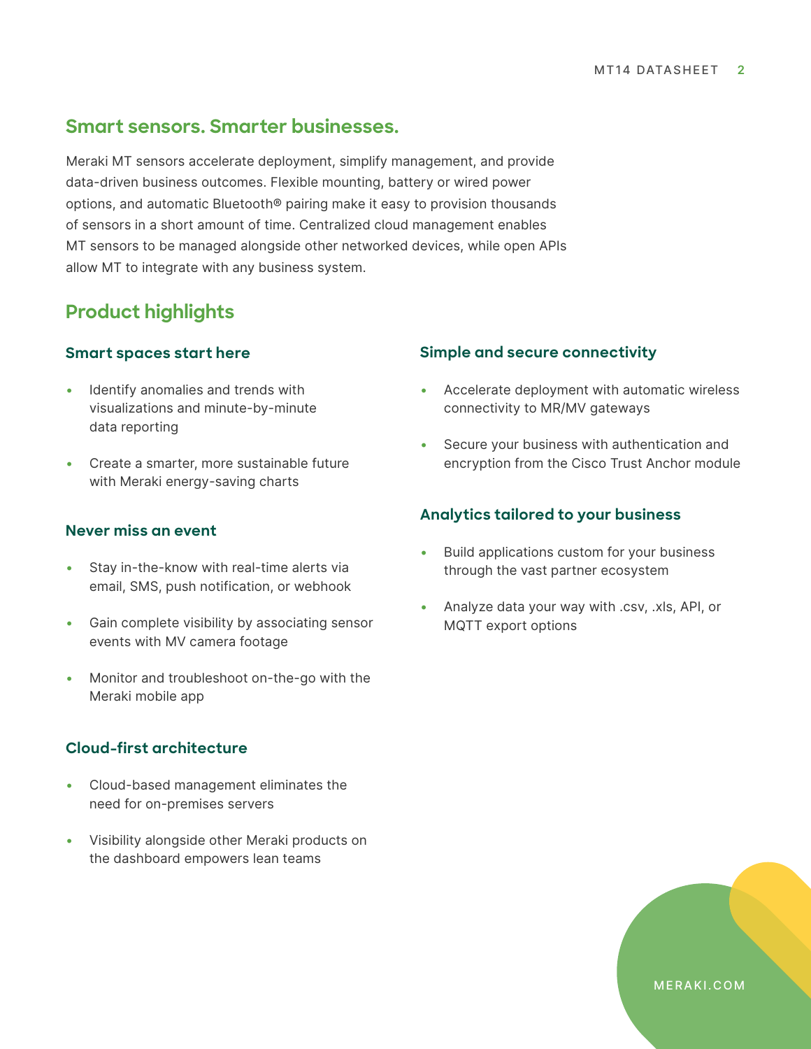## Smart sensors. Smarter businesses.

Meraki MT sensors accelerate deployment, simplify management, and provide data-driven business outcomes. Flexible mounting, battery or wired power options, and automatic Bluetooth® pairing make it easy to provision thousands of sensors in a short amount of time. Centralized cloud management enables MT sensors to be managed alongside other networked devices, while open APIs allow MT to integrate with any business system.

## Product highlights

### Smart spaces start here

- Identify anomalies and trends with visualizations and minute-by-minute data reporting
- Create a smarter, more sustainable future with Meraki energy-saving charts

### Never miss an event

- Stay in-the-know with real-time alerts via email, SMS, push notification, or webhook
- Gain complete visibility by associating sensor events with MV camera footage
- Monitor and troubleshoot on-the-go with the Meraki mobile app

### Cloud-first architecture

- Cloud-based management eliminates the need for on-premises servers
- Visibility alongside other Meraki products on the dashboard empowers lean teams

### Simple and secure connectivity

- Accelerate deployment with automatic wireless connectivity to MR/MV gateways
- Secure your business with authentication and encryption from the Cisco Trust Anchor module

### Analytics tailored to your business

- Build applications custom for your business through the vast partner ecosystem
- Analyze data your way with .csv, .xls, API, or MQTT export options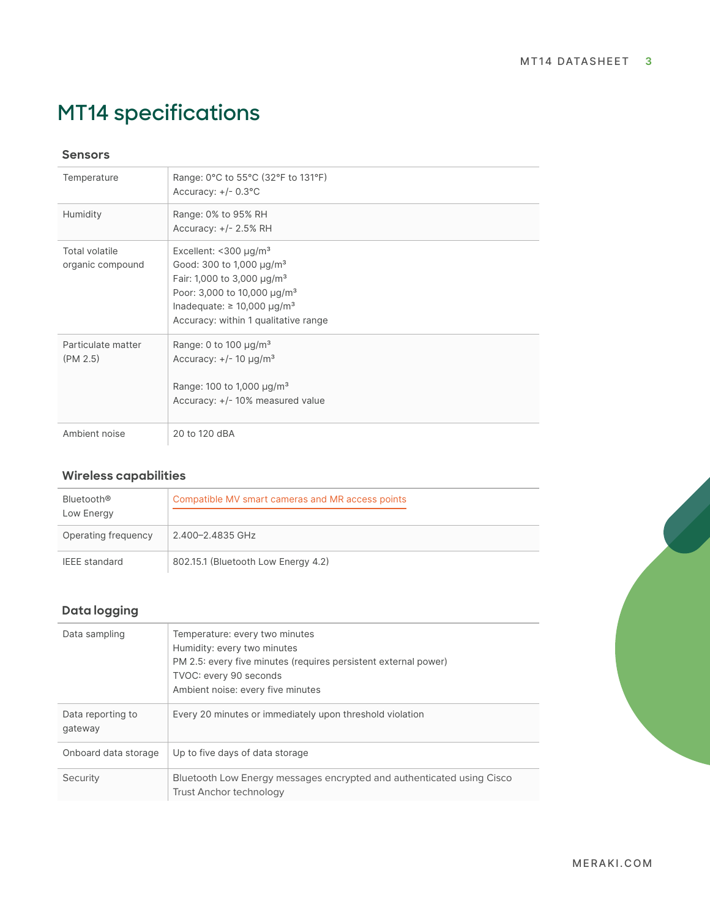# MT14 specifications

## Sensors

| | |
|---|---|
| Temperature | Range: 0°C to 55°C (32°F to 131°F)<br>Accuracy: +/- 0.3°C |
| Humidity | Range: 0% to 95% RH<br>Accuracy: +/- 2.5% RH |
| Total volatile organic compound | Excellent: <300 μg/m³<br>Good: 300 to 1,000 μg/m³<br>Fair: 1,000 to 3,000 μg/m³<br>Poor: 3,000 to 10,000 μg/m³<br>Inadequate: ≥ 10,000 μg/m³<br>Accuracy: within 1 qualitative range |
| Particulate matter (PM 2.5) | Range: 0 to 100 μg/m³<br>Accuracy: +/- 10 μg/m³<br><br>Range: 100 to 1,000 μg/m³<br>Accuracy: +/- 10% measured value |
| Ambient noise | 20 to 120 dBA |

## Wireless capabilities

| | |
|---|---|
| Bluetooth® Low Energy | Compatible MV smart cameras and MR access points |
| Operating frequency | 2.400–2.4835 GHz |
| IEEE standard | 802.15.1 (Bluetooth Low Energy 4.2) |

## Data logging

| | |
|---|---|
| Data sampling | Temperature: every two minutes<br>Humidity: every two minutes<br>PM 2.5: every five minutes (requires persistent external power)<br>TVOC: every 90 seconds<br>Ambient noise: every five minutes |
| Data reporting to gateway | Every 20 minutes or immediately upon threshold violation |
| Onboard data storage | Up to five days of data storage |
| Security | Bluetooth Low Energy messages encrypted and authenticated using Cisco Trust Anchor technology |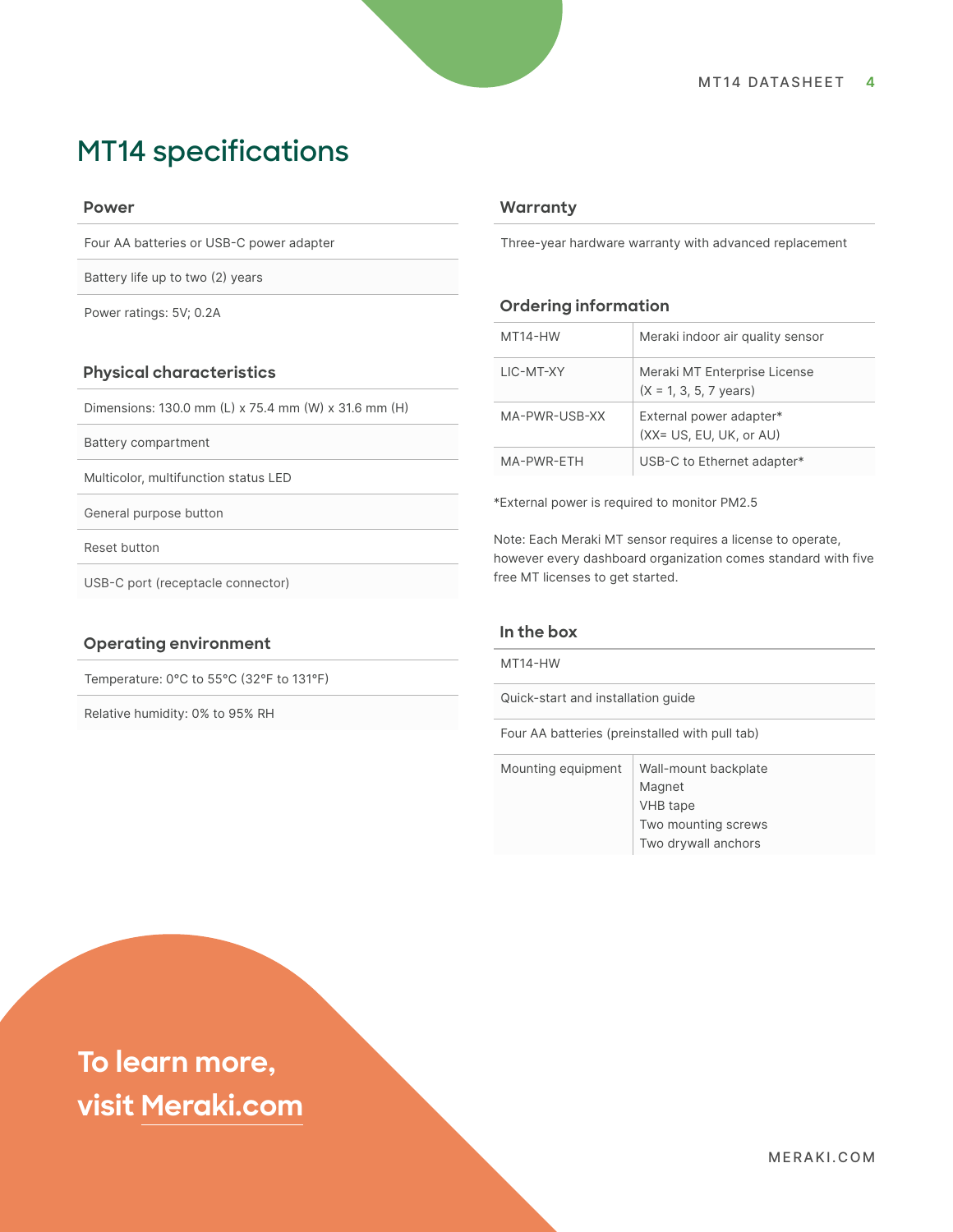# MT14 specifications

## Power

Four AA batteries or USB-C power adapter

Battery life up to two (2) years

Power ratings: 5V; 0.2A

## Physical characteristics

Dimensions: 130.0 mm (L) x 75.4 mm (W) x 31.6 mm (H)

Battery compartment

Multicolor, multifunction status LED

General purpose button

Reset button

USB-C port (receptacle connector)

## Operating environment

Temperature: 0°C to 55°C (32°F to 131°F)

Relative humidity: 0% to 95% RH

## Warranty

Three-year hardware warranty with advanced replacement

## Ordering information

| | |
|---|---|
| MT14-HW | Meraki indoor air quality sensor |
| LIC-MT-XY | Meraki MT Enterprise License (X = 1, 3, 5, 7 years) |
| MA-PWR-USB-XX | External power adapter* (XX= US, EU, UK, or AU) |
| MA-PWR-ETH | USB-C to Ethernet adapter* |

*External power is required to monitor PM2.5

Note: Each Meraki MT sensor requires a license to operate, however every dashboard organization comes standard with five free MT licenses to get started.

## In the box

MT14-HW

Quick-start and installation guide

Four AA batteries (preinstalled with pull tab)

| | |
|---|---|
| Mounting equipment | Wall-mount backplate<br>Magnet<br>VHB tape<br>Two mounting screws<br>Two drywall anchors |

**To learn more, visit Meraki.com**